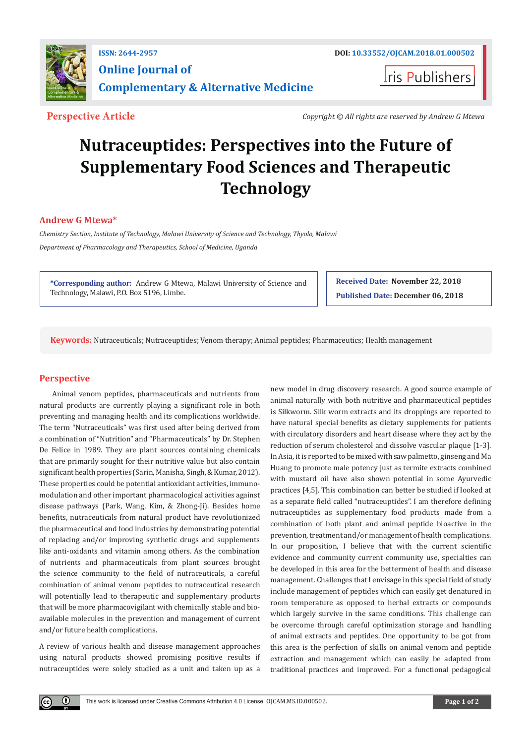ISSN: 2644-2957

DOI: 10.33552/OJCAM.2018.01.000502

# Online Journal of Complementary & Alternative Medicine

Iris Publishers

**Perspective Article**

*Copyright © All rights are reserved by Andrew G Mtewa*

# Nutraceuptides: Perspectives into the Future of Supplementary Food Sciences and Therapeutic Technology

**Andrew G Mtewa***

*Chemistry Section, Institute of Technology, Malawi University of Science and Technology, Thyolo, Malawi*

*Department of Pharmacology and Therapeutics, School of Medicine, Uganda*

**\*Corresponding author:** Andrew G Mtewa, Malawi University of Science and Technology, Malawi, P.O. Box 5196, Limbe.

**Received Date:** November 22, 2018

**Published Date:** December 06, 2018

**Keywords:** Nutraceuticals; Nutraceuptides; Venom therapy; Animal peptides; Pharmaceutics; Health management

## Perspective

Animal venom peptides, pharmaceuticals and nutrients from natural products are currently playing a significant role in both preventing and managing health and its complications worldwide. The term "Nutraceuticals" was first used after being derived from a combination of "Nutrition" and "Pharmaceuticals" by Dr. Stephen De Felice in 1989. They are plant sources containing chemicals that are primarily sought for their nutritive value but also contain significant health properties (Sarin, Manisha, Singh, & Kumar, 2012). These properties could be potential antioxidant activities, immuno-modulation and other important pharmacological activities against disease pathways (Park, Wang, Kim, & Zhong-Ji). Besides home benefits, nutraceuticals from natural product have revolutionized the pharmaceutical and food industries by demonstrating potential of replacing and/or improving synthetic drugs and supplements like anti-oxidants and vitamin among others. As the combination of nutrients and pharmaceuticals from plant sources brought the science community to the field of nutraceuticals, a careful combination of animal venom peptides to nutraceutical research will potentially lead to therapeutic and supplementary products that will be more pharmacovigilant with chemically stable and bio-available molecules in the prevention and management of current and/or future health complications.

A review of various health and disease management approaches using natural products showed promising positive results if nutraceuptides were solely studied as a unit and taken up as a new model in drug discovery research. A good source example of animal naturally with both nutritive and pharmaceutical peptides is Silkworm. Silk worm extracts and its droppings are reported to have natural special benefits as dietary supplements for patients with circulatory disorders and heart disease where they act by the reduction of serum cholesterol and dissolve vascular plaque [1-3]. In Asia, it is reported to be mixed with saw palmetto, ginseng and Ma Huang to promote male potency just as termite extracts combined with mustard oil have also shown potential in some Ayurvedic practices [4,5]. This combination can better be studied if looked at as a separate field called "nutraceuptides". I am therefore defining nutraceuptides as supplementary food products made from a combination of both plant and animal peptide bioactive in the prevention, treatment and/or management of health complications. In our proposition, I believe that with the current scientific evidence and community current community use, specialties can be developed in this area for the betterment of health and disease management. Challenges that I envisage in this special field of study include management of peptides which can easily get denatured in room temperature as opposed to herbal extracts or compounds which largely survive in the same conditions. This challenge can be overcome through careful optimization storage and handling of animal extracts and peptides. One opportunity to be got from this area is the perfection of skills on animal venom and peptide extraction and management which can easily be adapted from traditional practices and improved. For a functional pedagogical

This work is licensed under Creative Commons Attribution 4.0 License | OJCAM.MS.ID.000502.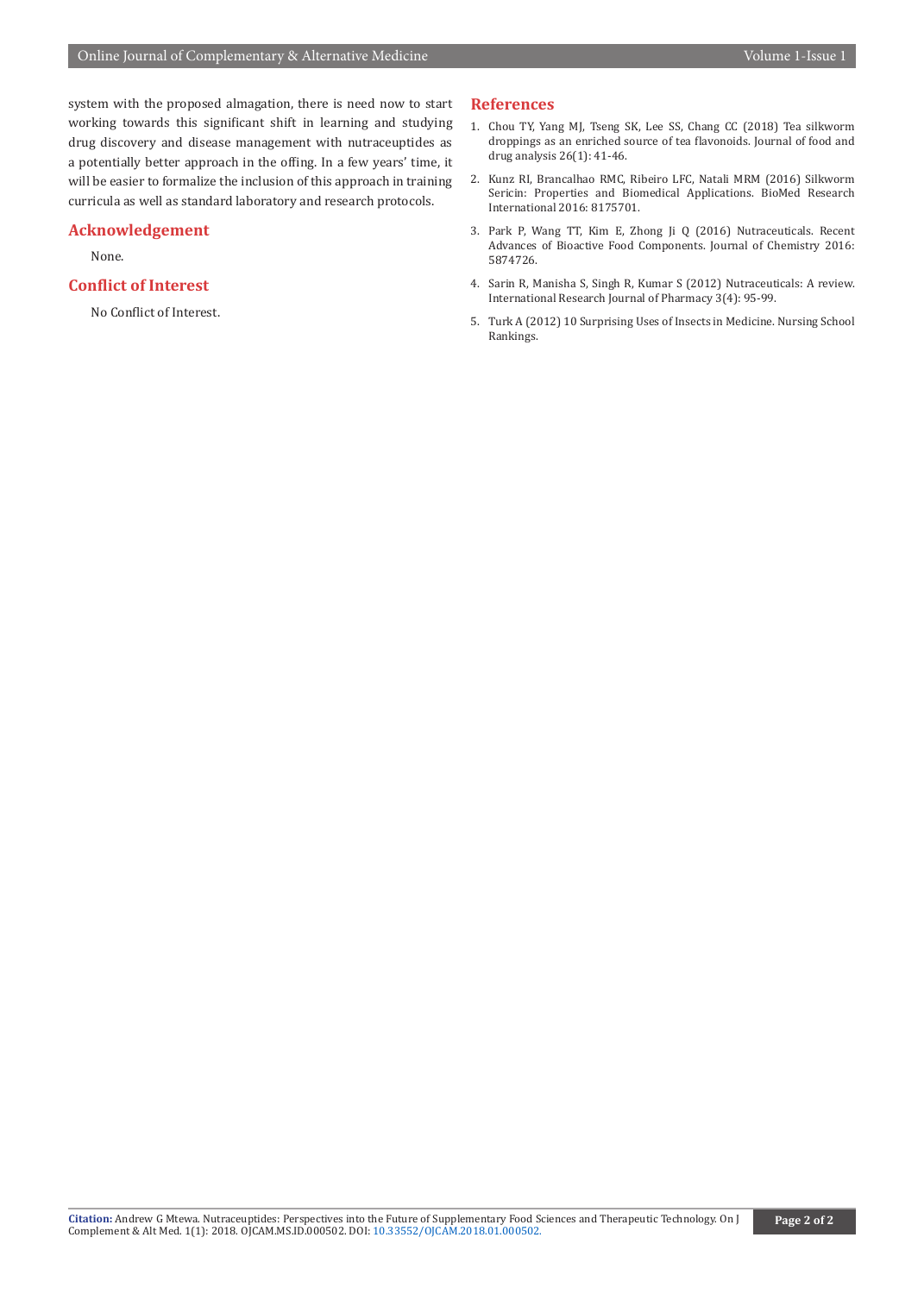system with the proposed almagation, there is need now to start working towards this significant shift in learning and studying drug discovery and disease management with nutraceuptides as a potentially better approach in the offing. In a few years' time, it will be easier to formalize the inclusion of this approach in training curricula as well as standard laboratory and research protocols.

## Acknowledgement

None.

## Conflict of Interest

No Conflict of Interest.

## References

1. Chou TY, Yang MJ, Tseng SK, Lee SS, Chang CC (2018) Tea silkworm droppings as an enriched source of tea flavonoids. Journal of food and drug analysis 26(1): 41-46.
2. Kunz RI, Brancalhao RMC, Ribeiro LFC, Natali MRM (2016) Silkworm Sericin: Properties and Biomedical Applications. BioMed Research International 2016: 8175701.
3. Park P, Wang TT, Kim E, Zhong Ji Q (2016) Nutraceuticals. Recent Advances of Bioactive Food Components. Journal of Chemistry 2016: 5874726.
4. Sarin R, Manisha S, Singh R, Kumar S (2012) Nutraceuticals: A review. International Research Journal of Pharmacy 3(4): 95-99.
5. Turk A (2012) 10 Surprising Uses of Insects in Medicine. Nursing School Rankings.

**Citation:** Andrew G Mtewa. Nutraceuptides: Perspectives into the Future of Supplementary Food Sciences and Therapeutic Technology. On J Complement & Alt Med. 1(1): 2018. OJCAM.MS.ID.000502. DOI: 10.33552/OJCAM.2018.01.000502.